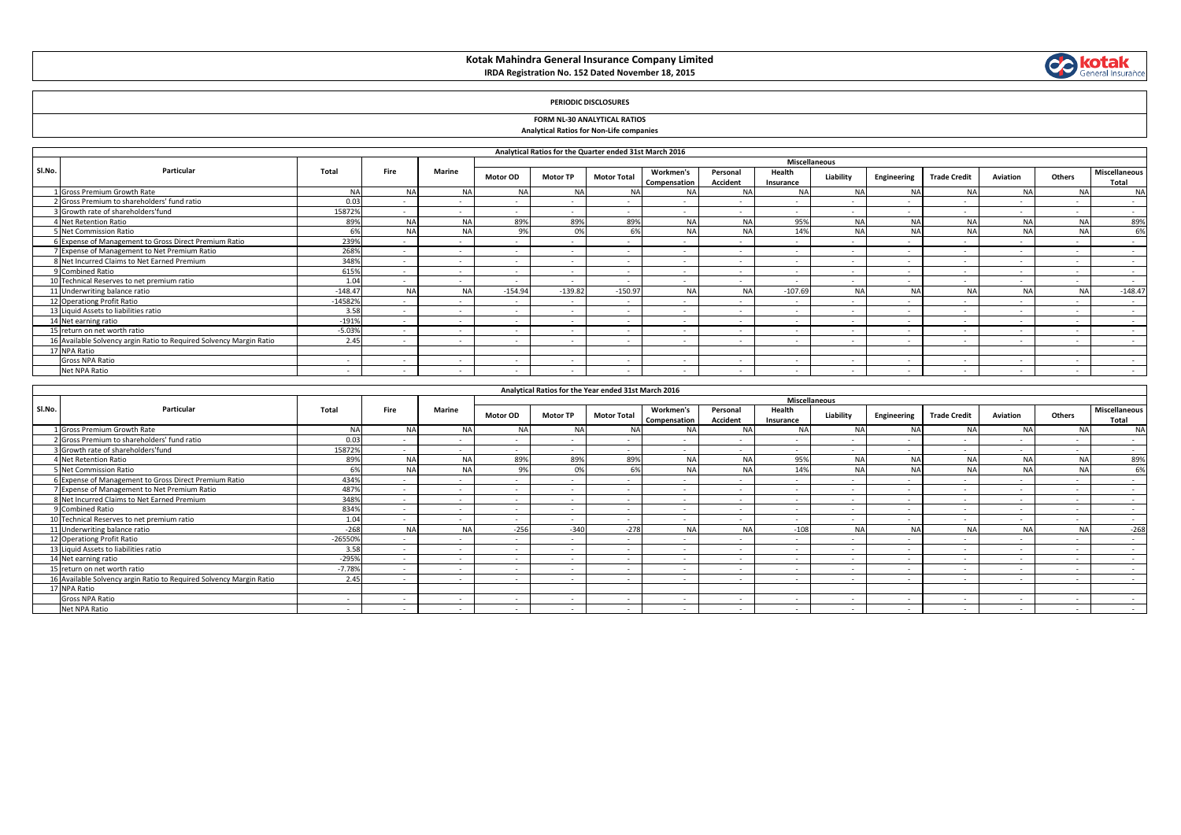# Kotak Mahindra General Insurance Company Limited

**IRDA Registration No. 152 Dated November 18, 2015**

**PERIODIC DISCLOSURES**

**FORM NL-30 ANALYTICAL RATIOS**

**Analytical Ratios for Non-Life companies**

**Analytical Ratios for the Quarter ended 31st March 2016**

| Sl.No. | Particular | Total | Fire | Marine | Miscellaneous | | | | | | | | | | | |
|---|---|---|---|---|---|---|---|---|---|---|---|---|---|---|---|---|
| | | | | | Motor OD | Motor TP | Motor Total | Workmen's Compensation | Personal Accident | Health Insurance | Liability | Engineering | Trade Credit | Aviation | Others | Miscellaneous Total |
| 1 | Gross Premium Growth Rate | NA | NA | NA | NA | NA | NA | NA | NA | NA | NA | NA | NA | NA | NA | NA |
| 2 | Gross Premium to shareholders' fund ratio | 0.03 | - | - | - | - | - | - | - | - | - | - | - | - | - | - |
| 3 | Growth rate of shareholders'fund | 15872% | - | - | - | - | - | - | - | - | - | - | - | - | - | - |
| 4 | Net Retention Ratio | 89% | NA | NA | 89% | 89% | 89% | NA | NA | 95% | NA | NA | NA | NA | NA | 89% |
| 5 | Net Commission Ratio | 6% | NA | NA | 9% | 0% | 6% | NA | NA | 14% | NA | NA | NA | NA | NA | 6% |
| 6 | Expense of Management to Gross Direct Premium Ratio | 239% | - | - | - | - | - | - | - | - | - | - | - | - | - | - |
| 7 | Expense of Management to Net Premium Ratio | 268% | - | - | - | - | - | - | - | - | - | - | - | - | - | - |
| 8 | Net Incurred Claims to Net Earned Premium | 348% | - | - | - | - | - | - | - | - | - | - | - | - | - | - |
| 9 | Combined Ratio | 615% | - | - | - | - | - | - | - | - | - | - | - | - | - | - |
| 10 | Technical Reserves to net premium ratio | 1.04 | - | - | - | - | - | - | - | - | - | - | - | - | - | - |
| 11 | Underwriting balance ratio | -148.47 | NA | NA | -154.94 | -139.82 | -150.97 | NA | NA | -107.69 | NA | NA | NA | NA | NA | -148.47 |
| 12 | Operationg Profit Ratio | -14582% | - | - | - | - | - | - | - | - | - | - | - | - | - | - |
| 13 | Liquid Assets to liabilities ratio | 3.58 | - | - | - | - | - | - | - | - | - | - | - | - | - | - |
| 14 | Net earning ratio | -191% | - | - | - | - | - | - | - | - | - | - | - | - | - | - |
| 15 | return on net worth ratio | -5.03% | - | - | - | - | - | - | - | - | - | - | - | - | - | - |
| 16 | Available Solvency argin Ratio to Required Solvency Margin Ratio | 2.45 | - | - | - | - | - | - | - | - | - | - | - | - | - | - |
| 17 | NPA Ratio | | | | | | | | | | | | | | | |
| | Gross NPA Ratio | - | - | - | - | - | - | - | - | - | - | - | - | - | - | - |
| | Net NPA Ratio | - | - | - | - | - | - | - | - | - | - | - | - | - | - | - |

**Analytical Ratios for the Year ended 31st March 2016**

| Sl.No. | Particular | Total | Fire | Marine | Miscellaneous | | | | | | | | | | | |
|---|---|---|---|---|---|---|---|---|---|---|---|---|---|---|---|---|
| | | | | | Motor OD | Motor TP | Motor Total | Workmen's Compensation | Personal Accident | Health Insurance | Liability | Engineering | Trade Credit | Aviation | Others | Miscellaneous Total |
| 1 | Gross Premium Growth Rate | NA | NA | NA | NA | NA | NA | NA | NA | NA | NA | NA | NA | NA | NA | NA |
| 2 | Gross Premium to shareholders' fund ratio | 0.03 | - | - | - | - | - | - | - | - | - | - | - | - | - | - |
| 3 | Growth rate of shareholders'fund | 15872% | - | - | - | - | - | - | - | - | - | - | - | - | - | - |
| 4 | Net Retention Ratio | 89% | NA | NA | 89% | 89% | 89% | NA | NA | 95% | NA | NA | NA | NA | NA | 89% |
| 5 | Net Commission Ratio | 6% | NA | NA | 9% | 0% | 6% | NA | NA | 14% | NA | NA | NA | NA | NA | 6% |
| 6 | Expense of Management to Gross Direct Premium Ratio | 434% | - | - | - | - | - | - | - | - | - | - | - | - | - | - |
| 7 | Expense of Management to Net Premium Ratio | 487% | - | - | - | - | - | - | - | - | - | - | - | - | - | - |
| 8 | Net Incurred Claims to Net Earned Premium | 348% | - | - | - | - | - | - | - | - | - | - | - | - | - | - |
| 9 | Combined Ratio | 834% | - | - | - | - | - | - | - | - | - | - | - | - | - | - |
| 10 | Technical Reserves to net premium ratio | 1.04 | - | - | - | - | - | - | - | - | - | - | - | - | - | - |
| 11 | Underwriting balance ratio | -268 | NA | NA | -256 | -340 | -278 | NA | NA | -108 | NA | NA | NA | NA | NA | -268 |
| 12 | Operationg Profit Ratio | -26550% | - | - | - | - | - | - | - | - | - | - | - | - | - | - |
| 13 | Liquid Assets to liabilities ratio | 3.58 | - | - | - | - | - | - | - | - | - | - | - | - | - | - |
| 14 | Net earning ratio | -295% | - | - | - | - | - | - | - | - | - | - | - | - | - | - |
| 15 | return on net worth ratio | -7.78% | - | - | - | - | - | - | - | - | - | - | - | - | - | - |
| 16 | Available Solvency argin Ratio to Required Solvency Margin Ratio | 2.45 | - | - | - | - | - | - | - | - | - | - | - | - | - | - |
| 17 | NPA Ratio | | | | | | | | | | | | | | | |
| | Gross NPA Ratio | - | - | - | - | - | - | - | - | - | - | - | - | - | - | - |
| | Net NPA Ratio | - | - | - | - | - | - | - | - | - | - | - | - | - | - | - |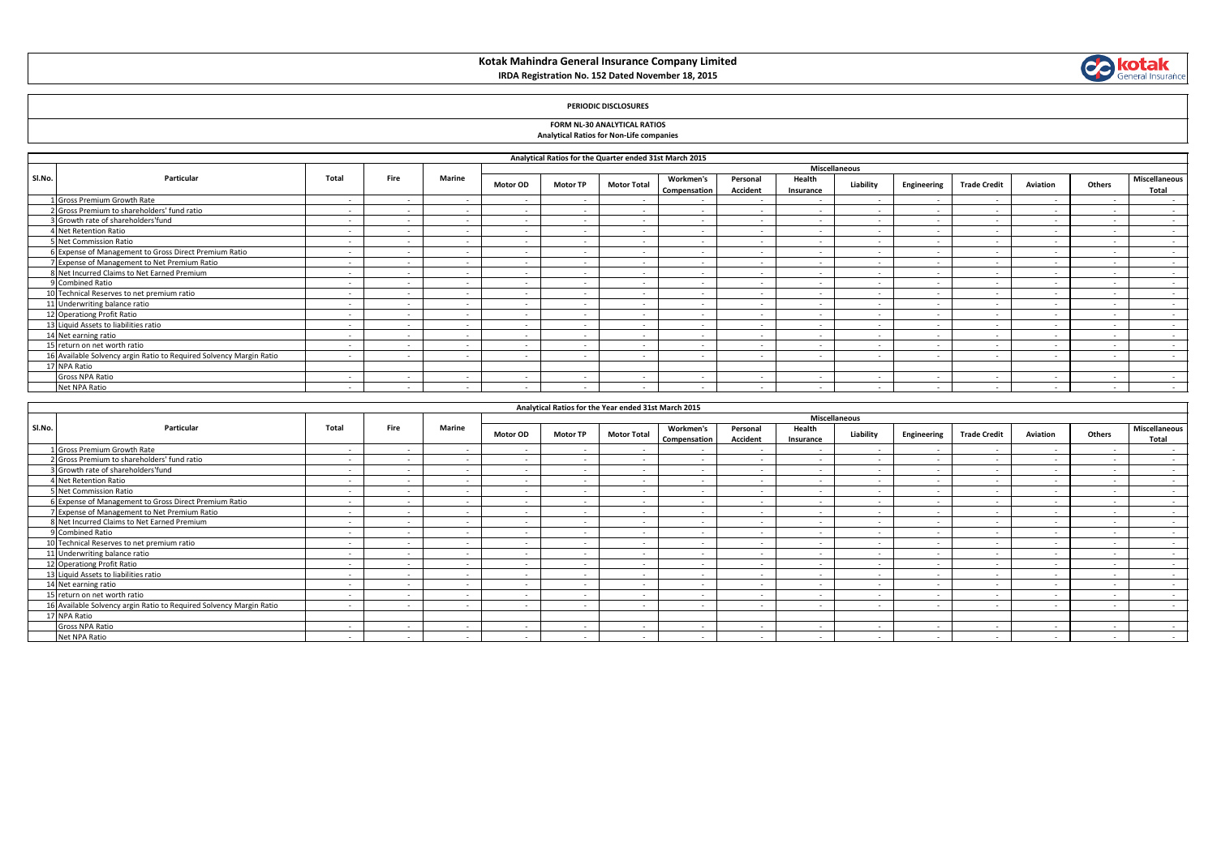# Kotak Mahindra General Insurance Company Limited

**IRDA Registration No. 152 Dated November 18, 2015**

**PERIODIC DISCLOSURES**

**FORM NL-30 ANALYTICAL RATIOS**

**Analytical Ratios for Non-Life companies**

| Analytical Ratios for the Quarter ended 31st March 2015 | | | | | | | | | | | | | | | | | |
|---|---|---|---|---|---|---|---|---|---|---|---|---|---|---|---|---|---|
| Sl.No. | Particular | Total | Fire | Marine | Miscellaneous | | | | | | | | | | | | |
| | | | | | Motor OD | Motor TP | Motor Total | Workmen's Compensation | Personal Accident | Health Insurance | Liability | Engineering | Trade Credit | Aviation | Others | Miscellaneous Total |
| 1 | Gross Premium Growth Rate | - | - | - | - | - | - | - | - | - | - | - | - | - | - | - |
| 2 | Gross Premium to shareholders' fund ratio | - | - | - | - | - | - | - | - | - | - | - | - | - | - | - |
| 3 | Growth rate of shareholders'fund | - | - | - | - | - | - | - | - | - | - | - | - | - | - | - |
| 4 | Net Retention Ratio | - | - | - | - | - | - | - | - | - | - | - | - | - | - | - |
| 5 | Net Commission Ratio | - | - | - | - | - | - | - | - | - | - | - | - | - | - | - |
| 6 | Expense of Management to Gross Direct Premium Ratio | - | - | - | - | - | - | - | - | - | - | - | - | - | - | - |
| 7 | Expense of Management to Net Premium Ratio | - | - | - | - | - | - | - | - | - | - | - | - | - | - | - |
| 8 | Net Incurred Claims to Net Earned Premium | - | - | - | - | - | - | - | - | - | - | - | - | - | - | - |
| 9 | Combined Ratio | - | - | - | - | - | - | - | - | - | - | - | - | - | - | - |
| 10 | Technical Reserves to net premium ratio | - | - | - | - | - | - | - | - | - | - | - | - | - | - | - |
| 11 | Underwriting balance ratio | - | - | - | - | - | - | - | - | - | - | - | - | - | - | - |
| 12 | Operationg Profit Ratio | - | - | - | - | - | - | - | - | - | - | - | - | - | - | - |
| 13 | Liquid Assets to liabilities ratio | - | - | - | - | - | - | - | - | - | - | - | - | - | - | - |
| 14 | Net earning ratio | - | - | - | - | - | - | - | - | - | - | - | - | - | - | - |
| 15 | return on net worth ratio | - | - | - | - | - | - | - | - | - | - | - | - | - | - | - |
| 16 | Available Solvency argin Ratio to Required Solvency Margin Ratio | - | - | - | - | - | - | - | - | - | - | - | - | - | - | - |
| 17 | NPA Ratio | | | | | | | | | | | | | | | |
| | Gross NPA Ratio | - | - | - | - | - | - | - | - | - | - | - | - | - | - | - |
| | Net NPA Ratio | - | - | - | - | - | - | - | - | - | - | - | - | - | - | - |

| Analytical Ratios for the Year ended 31st March 2015 | | | | | | | | | | | | | | | | | |
|---|---|---|---|---|---|---|---|---|---|---|---|---|---|---|---|---|---|
| Sl.No. | Particular | Total | Fire | Marine | Miscellaneous | | | | | | | | | | | | |
| | | | | | Motor OD | Motor TP | Motor Total | Workmen's Compensation | Personal Accident | Health Insurance | Liability | Engineering | Trade Credit | Aviation | Others | Miscellaneous Total |
| 1 | Gross Premium Growth Rate | - | - | - | - | - | - | - | - | - | - | - | - | - | - | - |
| 2 | Gross Premium to shareholders' fund ratio | - | - | - | - | - | - | - | - | - | - | - | - | - | - | - |
| 3 | Growth rate of shareholders'fund | - | - | - | - | - | - | - | - | - | - | - | - | - | - | - |
| 4 | Net Retention Ratio | - | - | - | - | - | - | - | - | - | - | - | - | - | - | - |
| 5 | Net Commission Ratio | - | - | - | - | - | - | - | - | - | - | - | - | - | - | - |
| 6 | Expense of Management to Gross Direct Premium Ratio | - | - | - | - | - | - | - | - | - | - | - | - | - | - | - |
| 7 | Expense of Management to Net Premium Ratio | - | - | - | - | - | - | - | - | - | - | - | - | - | - | - |
| 8 | Net Incurred Claims to Net Earned Premium | - | - | - | - | - | - | - | - | - | - | - | - | - | - | - |
| 9 | Combined Ratio | - | - | - | - | - | - | - | - | - | - | - | - | - | - | - |
| 10 | Technical Reserves to net premium ratio | - | - | - | - | - | - | - | - | - | - | - | - | - | - | - |
| 11 | Underwriting balance ratio | - | - | - | - | - | - | - | - | - | - | - | - | - | - | - |
| 12 | Operationg Profit Ratio | - | - | - | - | - | - | - | - | - | - | - | - | - | - | - |
| 13 | Liquid Assets to liabilities ratio | - | - | - | - | - | - | - | - | - | - | - | - | - | - | - |
| 14 | Net earning ratio | - | - | - | - | - | - | - | - | - | - | - | - | - | - | - |
| 15 | return on net worth ratio | - | - | - | - | - | - | - | - | - | - | - | - | - | - | - |
| 16 | Available Solvency argin Ratio to Required Solvency Margin Ratio | - | - | - | - | - | - | - | - | - | - | - | - | - | - | - |
| 17 | NPA Ratio | | | | | | | | | | | | | | | |
| | Gross NPA Ratio | - | - | - | - | - | - | - | - | - | - | - | - | - | - | - |
| | Net NPA Ratio | - | - | - | - | - | - | - | - | - | - | - | - | - | - | - |